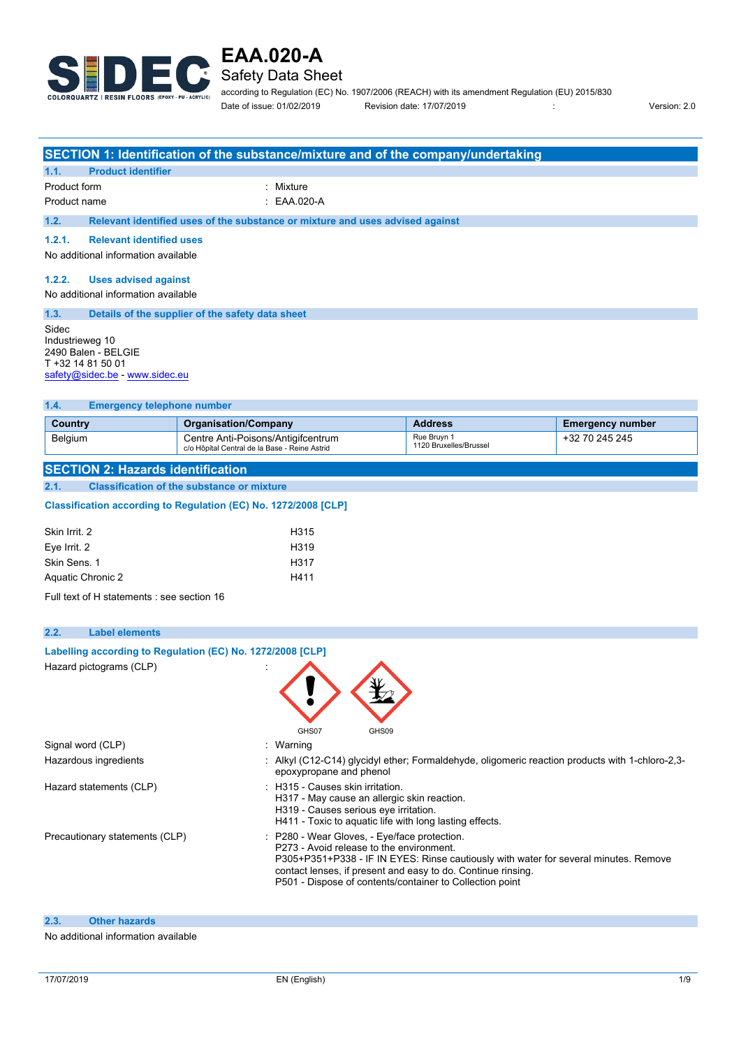# EAA.020-A

## Safety Data Sheet

according to Regulation (EC) No. 1907/2006 (REACH) with its amendment Regulation (EU) 2015/830

Date of issue: 01/02/2019 Revision date: 17/07/2019 : Version: 2.0

## SECTION 1: Identification of the substance/mixture and of the company/undertaking

### 1.1. Product identifier

Product form : Mixture

Product name : EAA.020-A

### 1.2. Relevant identified uses of the substance or mixture and uses advised against

#### 1.2.1. Relevant identified uses

No additional information available

#### 1.2.2. Uses advised against

No additional information available

### 1.3. Details of the supplier of the safety data sheet

Sidec
Industrieweg 10
2490 Balen - BELGIE
T +32 14 81 50 01
safety@sidec.be - www.sidec.eu

### 1.4. Emergency telephone number

| Country | Organisation/Company | Address | Emergency number |
|---|---|---|---|
| Belgium | Centre Anti-Poisons/Antigifcentrum<br>c/o Hôpital Central de la Base - Reine Astrid | Rue Bruyn 1<br>1120 Bruxelles/Brussel | +32 70 245 245 |

## SECTION 2: Hazards identification

### 2.1. Classification of the substance or mixture

**Classification according to Regulation (EC) No. 1272/2008 [CLP]**

| | |
|---|---|
| Skin Irrit. 2 | H315 |
| Eye Irrit. 2 | H319 |
| Skin Sens. 1 | H317 |
| Aquatic Chronic 2 | H411 |

Full text of H statements : see section 16

### 2.2. Label elements

**Labelling according to Regulation (EC) No. 1272/2008 [CLP]**

Hazard pictograms (CLP) :

GHS07 GHS09

Signal word (CLP) : Warning

Hazardous ingredients : Alkyl (C12-C14) glycidyl ether; Formaldehyde, oligomeric reaction products with 1-chloro-2,3-epoxypropane and phenol

Hazard statements (CLP) :
H315 - Causes skin irritation.
H317 - May cause an allergic skin reaction.
H319 - Causes serious eye irritation.
H411 - Toxic to aquatic life with long lasting effects.

Precautionary statements (CLP) :
P280 - Wear Gloves, - Eye/face protection.
P273 - Avoid release to the environment.
P305+P351+P338 - IF IN EYES: Rinse cautiously with water for several minutes. Remove contact lenses, if present and easy to do. Continue rinsing.
P501 - Dispose of contents/container to Collection point

### 2.3. Other hazards

No additional information available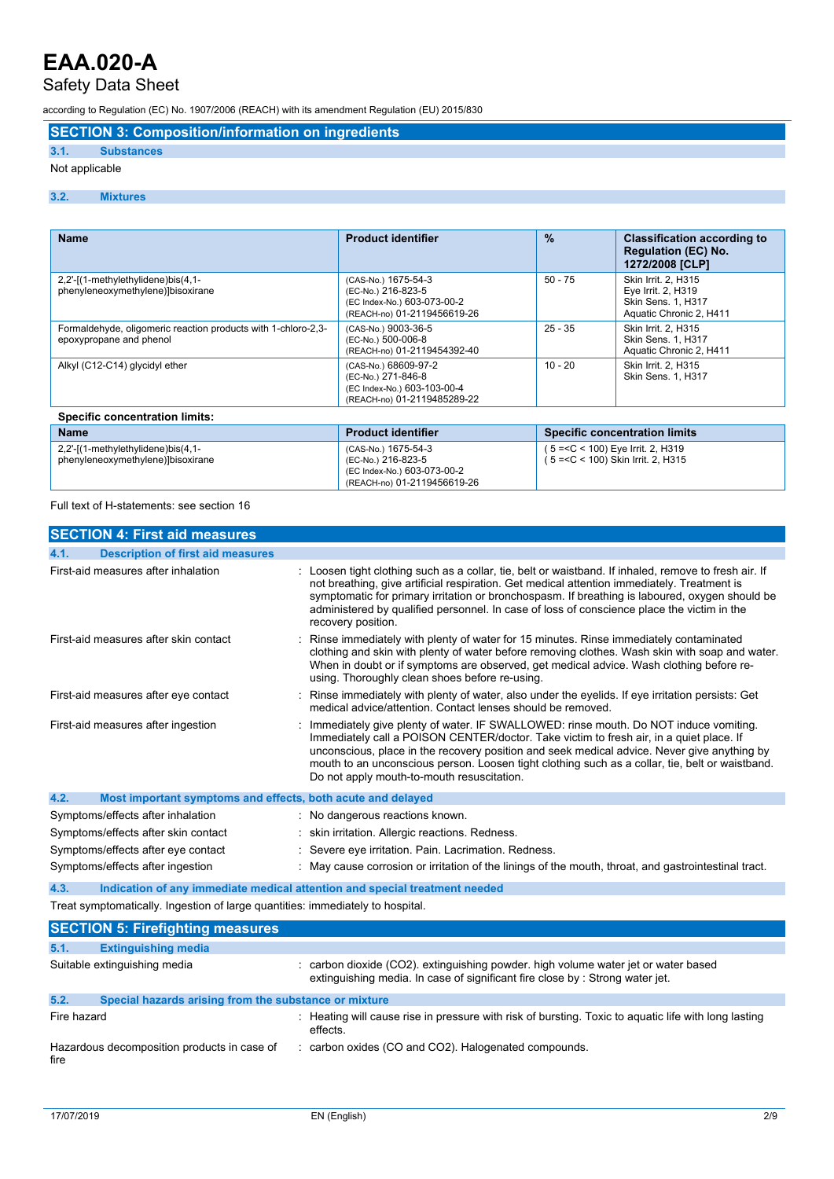## SECTION 3: Composition/information on ingredients

### 3.1. Substances

Not applicable

### 3.2. Mixtures

| Name | Product identifier | % | Classification according to Regulation (EC) No. 1272/2008 [CLP] |
|---|---|---|---|
| 2,2'-[(1-methylethylidene)bis(4,1-phenyleneoxymethylene)]bisoxirane | (CAS-No.) 1675-54-3<br>(EC-No.) 216-823-5<br>(EC Index-No.) 603-073-00-2<br>(REACH-no) 01-2119456619-26 | 50 - 75 | Skin Irrit. 2, H315<br>Eye Irrit. 2, H319<br>Skin Sens. 1, H317<br>Aquatic Chronic 2, H411 |
| Formaldehyde, oligomeric reaction products with 1-chloro-2,3-epoxypropane and phenol | (CAS-No.) 9003-36-5<br>(EC-No.) 500-006-8<br>(REACH-no) 01-2119454392-40 | 25 - 35 | Skin Irrit. 2, H315<br>Skin Sens. 1, H317<br>Aquatic Chronic 2, H411 |
| Alkyl (C12-C14) glycidyl ether | (CAS-No.) 68609-97-2<br>(EC-No.) 271-846-8<br>(EC Index-No.) 603-103-00-4<br>(REACH-no) 01-2119485289-22 | 10 - 20 | Skin Irrit. 2, H315<br>Skin Sens. 1, H317 |

**Specific concentration limits:**

| Name | Product identifier | Specific concentration limits |
|---|---|---|
| 2,2'-[(1-methylethylidene)bis(4,1-phenyleneoxymethylene)]bisoxirane | (CAS-No.) 1675-54-3<br>(EC-No.) 216-823-5<br>(EC Index-No.) 603-073-00-2<br>(REACH-no) 01-2119456619-26 | ( 5 =<C < 100) Eye Irrit. 2, H319<br>( 5 =<C < 100) Skin Irrit. 2, H315 |

Full text of H-statements: see section 16

## SECTION 4: First aid measures

### 4.1. Description of first aid measures

First-aid measures after inhalation : Loosen tight clothing such as a collar, tie, belt or waistband. If inhaled, remove to fresh air. If not breathing, give artificial respiration. Get medical attention immediately. Treatment is symptomatic for primary irritation or bronchospasm. If breathing is laboured, oxygen should be administered by qualified personnel. In case of loss of conscience place the victim in the recovery position.

First-aid measures after skin contact : Rinse immediately with plenty of water for 15 minutes. Rinse immediately contaminated clothing and skin with plenty of water before removing clothes. Wash skin with soap and water. When in doubt or if symptoms are observed, get medical advice. Wash clothing before re-using. Thoroughly clean shoes before re-using.

First-aid measures after eye contact : Rinse immediately with plenty of water, also under the eyelids. If eye irritation persists: Get medical advice/attention. Contact lenses should be removed.

First-aid measures after ingestion : Immediately give plenty of water. IF SWALLOWED: rinse mouth. Do NOT induce vomiting. Immediately call a POISON CENTER/doctor. Take victim to fresh air, in a quiet place. If unconscious, place in the recovery position and seek medical advice. Never give anything by mouth to an unconscious person. Loosen tight clothing such as a collar, tie, belt or waistband. Do not apply mouth-to-mouth resuscitation.

### 4.2. Most important symptoms and effects, both acute and delayed

Symptoms/effects after inhalation : No dangerous reactions known.

Symptoms/effects after skin contact : skin irritation. Allergic reactions. Redness.

Symptoms/effects after eye contact : Severe eye irritation. Pain. Lacrimation. Redness.

Symptoms/effects after ingestion : May cause corrosion or irritation of the linings of the mouth, throat, and gastrointestinal tract.

### 4.3. Indication of any immediate medical attention and special treatment needed

Treat symptomatically. Ingestion of large quantities: immediately to hospital.

## SECTION 5: Firefighting measures

### 5.1. Extinguishing media

Suitable extinguishing media : carbon dioxide ($CO_2$). extinguishing powder. high volume water jet or water based extinguishing media. In case of significant fire close by : Strong water jet.

### 5.2. Special hazards arising from the substance or mixture

Fire hazard : Heating will cause rise in pressure with risk of bursting. Toxic to aquatic life with long lasting effects.

Hazardous decomposition products in case of fire : carbon oxides (CO and $CO_2$). Halogenated compounds.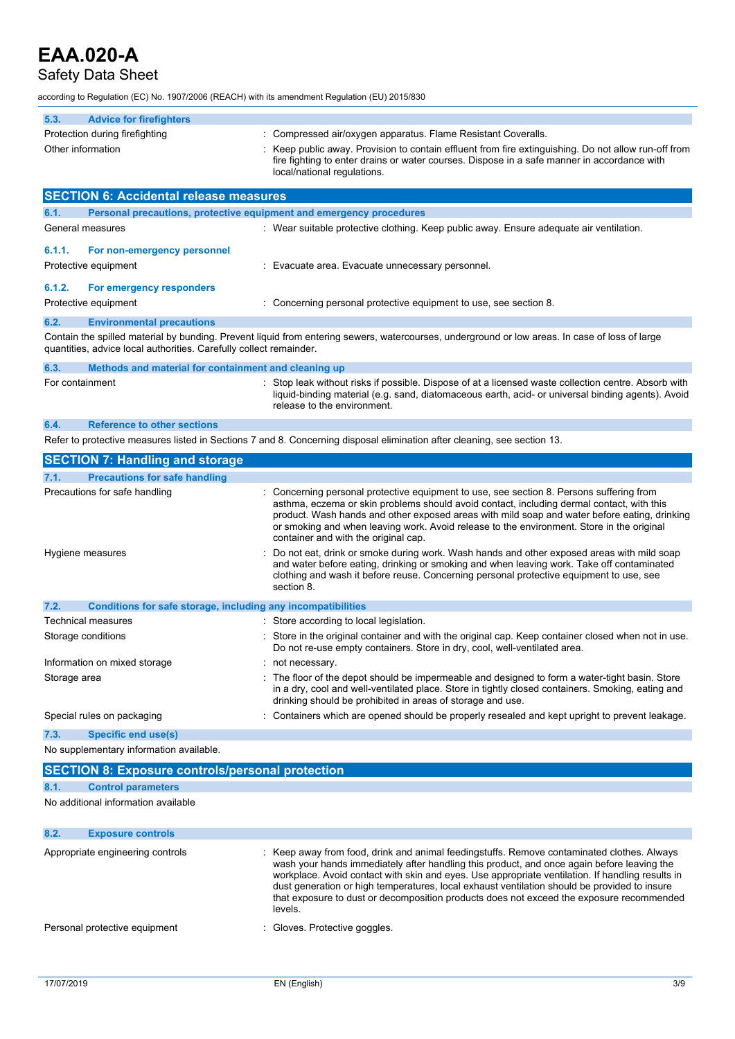### 5.3. Advice for firefighters

| | |
|---|---|
| Protection during firefighting | : Compressed air/oxygen apparatus. Flame Resistant Coveralls. |
| Other information | : Keep public away. Provision to contain effluent from fire extinguishing. Do not allow run-off from fire fighting to enter drains or water courses. Dispose in a safe manner in accordance with local/national regulations. |

## SECTION 6: Accidental release measures

### 6.1. Personal precautions, protective equipment and emergency procedures

| | |
|---|---|
| General measures | : Wear suitable protective clothing. Keep public away. Ensure adequate air ventilation. |

#### 6.1.1. For non-emergency personnel

| | |
|---|---|
| Protective equipment | : Evacuate area. Evacuate unnecessary personnel. |

#### 6.1.2. For emergency responders

| | |
|---|---|
| Protective equipment | : Concerning personal protective equipment to use, see section 8. |

### 6.2. Environmental precautions

Contain the spilled material by bunding. Prevent liquid from entering sewers, watercourses, underground or low areas. In case of loss of large quantities, advice local authorities. Carefully collect remainder.

### 6.3. Methods and material for containment and cleaning up

| | |
|---|---|
| For containment | : Stop leak without risks if possible. Dispose of at a licensed waste collection centre. Absorb with liquid-binding material (e.g. sand, diatomaceous earth, acid- or universal binding agents). Avoid release to the environment. |

### 6.4. Reference to other sections

Refer to protective measures listed in Sections 7 and 8. Concerning disposal elimination after cleaning, see section 13.

## SECTION 7: Handling and storage

### 7.1. Precautions for safe handling

| | |
|---|---|
| Precautions for safe handling | : Concerning personal protective equipment to use, see section 8. Persons suffering from asthma, eczema or skin problems should avoid contact, including dermal contact, with this product. Wash hands and other exposed areas with mild soap and water before eating, drinking or smoking and when leaving work. Avoid release to the environment. Store in the original container and with the original cap. |
| Hygiene measures | : Do not eat, drink or smoke during work. Wash hands and other exposed areas with mild soap and water before eating, drinking or smoking and when leaving work. Take off contaminated clothing and wash it before reuse. Concerning personal protective equipment to use, see section 8. |

### 7.2. Conditions for safe storage, including any incompatibilities

| | |
|---|---|
| Technical measures | : Store according to local legislation. |
| Storage conditions | : Store in the original container and with the original cap. Keep container closed when not in use. Do not re-use empty containers. Store in dry, cool, well-ventilated area. |
| Information on mixed storage | : not necessary. |
| Storage area | : The floor of the depot should be impermeable and designed to form a water-tight basin. Store in a dry, cool and well-ventilated place. Store in tightly closed containers. Smoking, eating and drinking should be prohibited in areas of storage and use. |
| Special rules on packaging | : Containers which are opened should be properly resealed and kept upright to prevent leakage. |

### 7.3. Specific end use(s)

No supplementary information available.

## SECTION 8: Exposure controls/personal protection

### 8.1. Control parameters

No additional information available

### 8.2. Exposure controls

| | |
|---|---|
| Appropriate engineering controls | : Keep away from food, drink and animal feedingstuffs. Remove contaminated clothes. Always wash your hands immediately after handling this product, and once again before leaving the workplace. Avoid contact with skin and eyes. Use appropriate ventilation. If handling results in dust generation or high temperatures, local exhaust ventilation should be provided to insure that exposure to dust or decomposition products does not exceed the exposure recommended levels. |
| Personal protective equipment | : Gloves. Protective goggles. |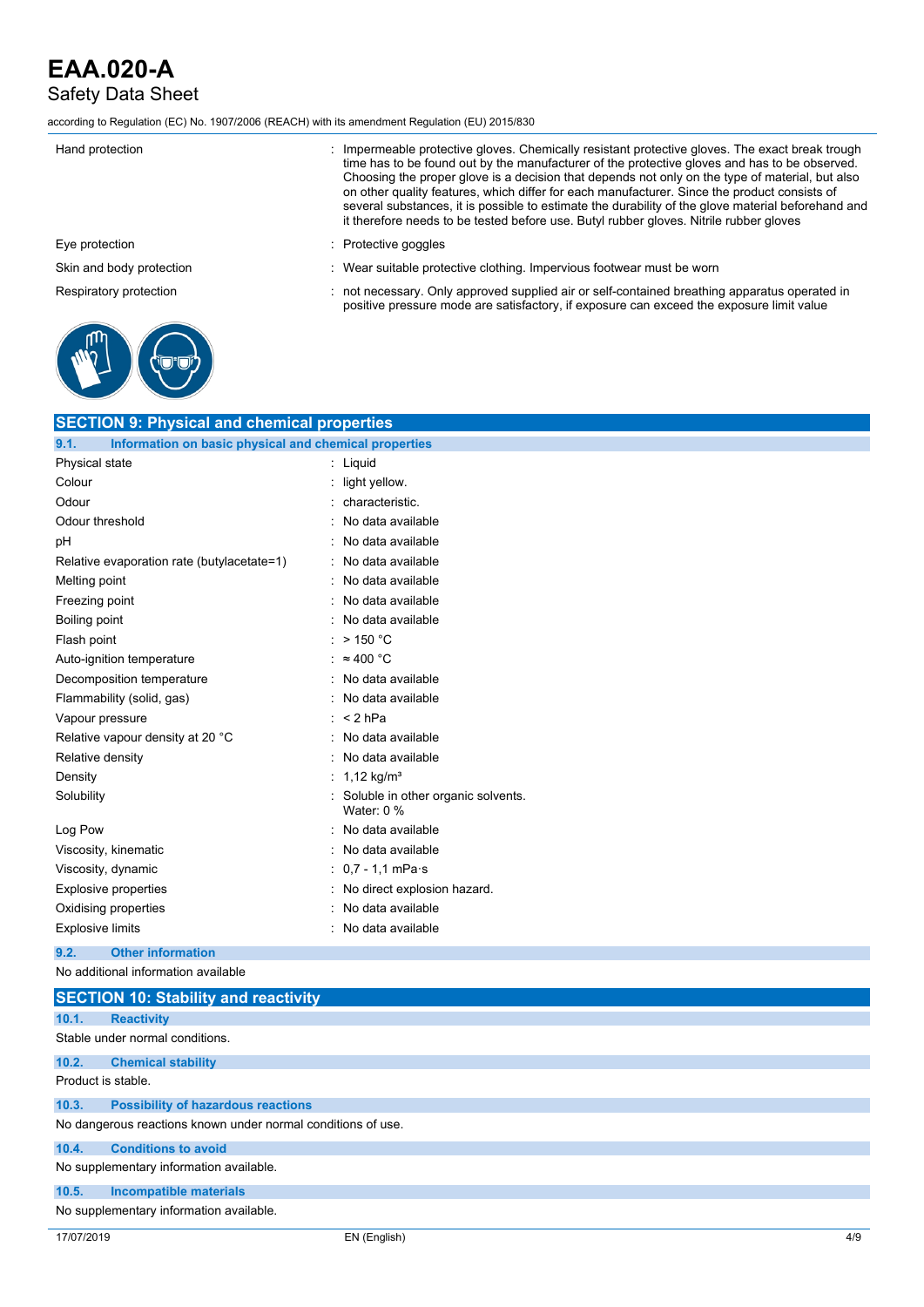| | |
|---|---|
| Hand protection | : Impermeable protective gloves. Chemically resistant protective gloves. The exact break trough time has to be found out by the manufacturer of the protective gloves and has to be observed. Choosing the proper glove is a decision that depends not only on the type of material, but also on other quality features, which differ for each manufacturer. Since the product consists of several substances, it is possible to estimate the durability of the glove material beforehand and it therefore needs to be tested before use. Butyl rubber gloves. Nitrile rubber gloves |
| Eye protection | : Protective goggles |
| Skin and body protection | : Wear suitable protective clothing. Impervious footwear must be worn |
| Respiratory protection | : not necessary. Only approved supplied air or self-contained breathing apparatus operated in positive pressure mode are satisfactory, if exposure can exceed the exposure limit value |

## SECTION 9: Physical and chemical properties

### 9.1. Information on basic physical and chemical properties

| | |
|---|---|
| Physical state | : Liquid |
| Colour | : light yellow. |
| Odour | : characteristic. |
| Odour threshold | : No data available |
| pH | : No data available |
| Relative evaporation rate (butylacetate=1) | : No data available |
| Melting point | : No data available |
| Freezing point | : No data available |
| Boiling point | : No data available |
| Flash point | : > 150 °C |
| Auto-ignition temperature | : ≈ 400 °C |
| Decomposition temperature | : No data available |
| Flammability (solid, gas) | : No data available |
| Vapour pressure | : < 2 hPa |
| Relative vapour density at 20 °C | : No data available |
| Relative density | : No data available |
| Density | : 1,12 kg/m³ |
| Solubility | : Soluble in other organic solvents. Water: 0 % |
| Log Pow | : No data available |
| Viscosity, kinematic | : No data available |
| Viscosity, dynamic | : 0,7 - 1,1 mPa·s |
| Explosive properties | : No direct explosion hazard. |
| Oxidising properties | : No data available |
| Explosive limits | : No data available |

### 9.2. Other information

No additional information available

## SECTION 10: Stability and reactivity

### 10.1. Reactivity

Stable under normal conditions.

### 10.2. Chemical stability

Product is stable.

### 10.3. Possibility of hazardous reactions

No dangerous reactions known under normal conditions of use.

### 10.4. Conditions to avoid

No supplementary information available.

### 10.5. Incompatible materials

No supplementary information available.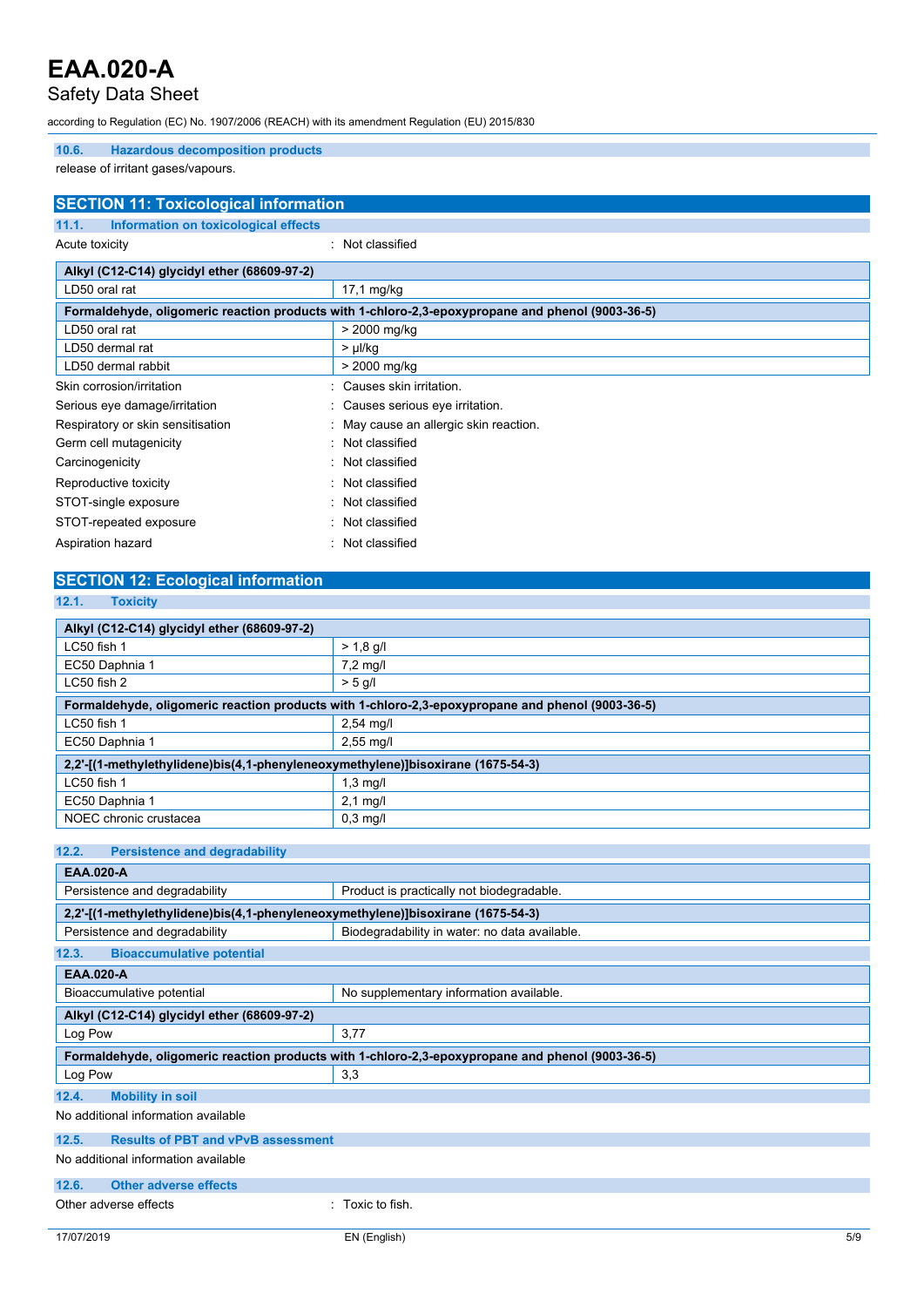### 10.6. Hazardous decomposition products

release of irritant gases/vapours.

## SECTION 11: Toxicological information

### 11.1. Information on toxicological effects

Acute toxicity : Not classified

| Alkyl (C12-C14) glycidyl ether (68609-97-2) | |
|---|---|
| LD50 oral rat | 17,1 mg/kg |
| **Formaldehyde, oligomeric reaction products with 1-chloro-2,3-epoxypropane and phenol (9003-36-5)** | |
| LD50 oral rat | > 2000 mg/kg |
| LD50 dermal rat | > µl/kg |
| LD50 dermal rabbit | > 2000 mg/kg |

Skin corrosion/irritation : Causes skin irritation.

Serious eye damage/irritation : Causes serious eye irritation.

Respiratory or skin sensitisation : May cause an allergic skin reaction.

Germ cell mutagenicity : Not classified

Carcinogenicity : Not classified

Reproductive toxicity : Not classified

STOT-single exposure : Not classified

STOT-repeated exposure : Not classified

Aspiration hazard : Not classified

## SECTION 12: Ecological information

### 12.1. Toxicity

| Alkyl (C12-C14) glycidyl ether (68609-97-2) | |
|---|---|
| LC50 fish 1 | > 1,8 g/l |
| EC50 Daphnia 1 | 7,2 mg/l |
| LC50 fish 2 | > 5 g/l |
| **Formaldehyde, oligomeric reaction products with 1-chloro-2,3-epoxypropane and phenol (9003-36-5)** | |
| LC50 fish 1 | 2,54 mg/l |
| EC50 Daphnia 1 | 2,55 mg/l |
| **2,2'-[(1-methylethylidene)bis(4,1-phenyleneoxymethylene)]bisoxirane (1675-54-3)** | |
| LC50 fish 1 | 1,3 mg/l |
| EC50 Daphnia 1 | 2,1 mg/l |
| NOEC chronic crustacea | 0,3 mg/l |

### 12.2. Persistence and degradability

| EAA.020-A | |
|---|---|
| Persistence and degradability | Product is practically not biodegradable. |
| **2,2'-[(1-methylethylidene)bis(4,1-phenyleneoxymethylene)]bisoxirane (1675-54-3)** | |
| Persistence and degradability | Biodegradability in water: no data available. |

### 12.3. Bioaccumulative potential

| EAA.020-A | |
|---|---|
| Bioaccumulative potential | No supplementary information available. |
| **Alkyl (C12-C14) glycidyl ether (68609-97-2)** | |
| Log Pow | 3,77 |
| **Formaldehyde, oligomeric reaction products with 1-chloro-2,3-epoxypropane and phenol (9003-36-5)** | |
| Log Pow | 3,3 |

### 12.4. Mobility in soil

No additional information available

### 12.5. Results of PBT and vPvB assessment

No additional information available

### 12.6. Other adverse effects

Other adverse effects : Toxic to fish.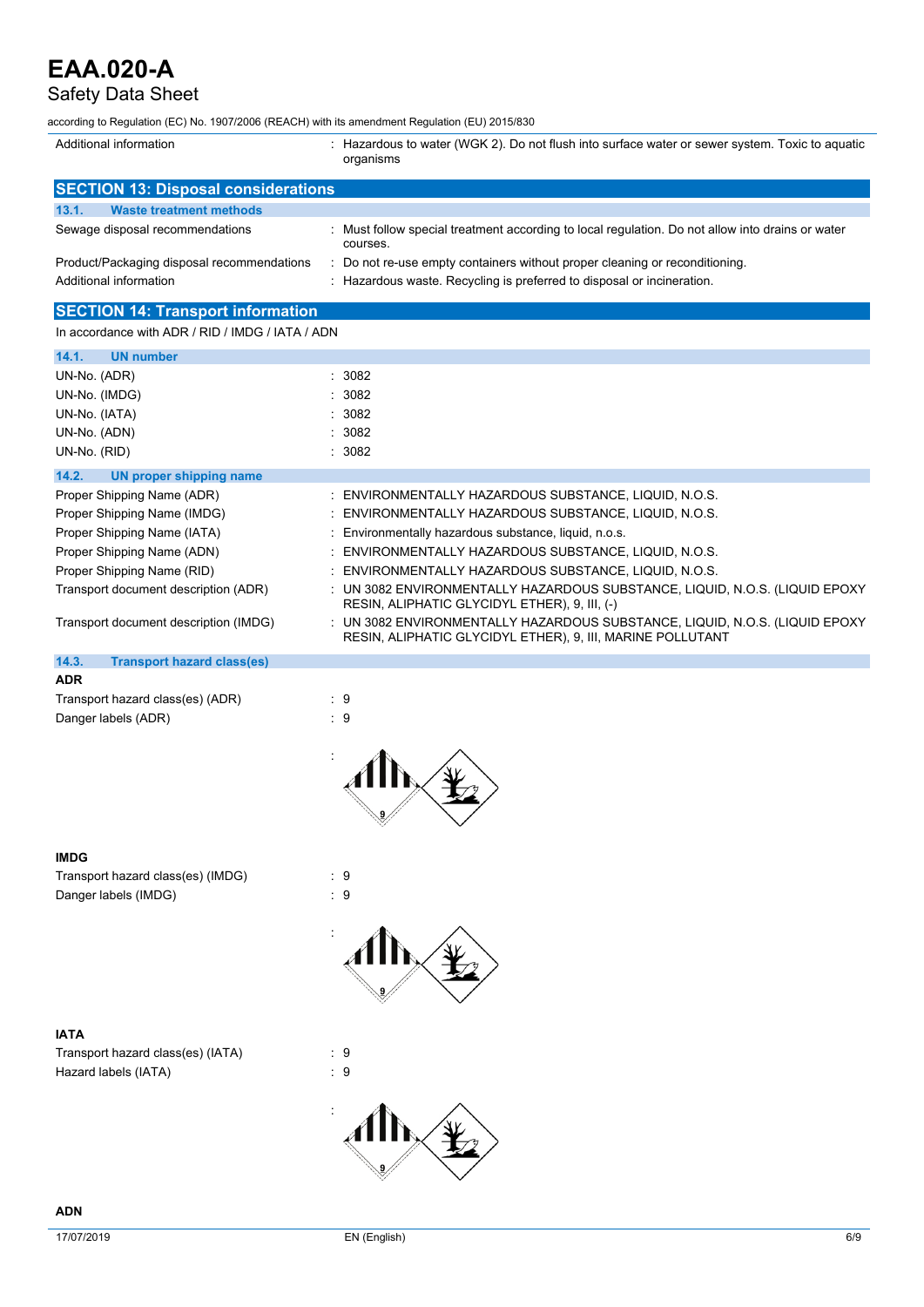| | |
|---|---|
| Additional information | : Hazardous to water (WGK 2). Do not flush into surface water or sewer system. Toxic to aquatic organisms |

## SECTION 13: Disposal considerations

### 13.1. Waste treatment methods

| | |
|---|---|
| Sewage disposal recommendations | : Must follow special treatment according to local regulation. Do not allow into drains or water courses. |
| Product/Packaging disposal recommendations | : Do not re-use empty containers without proper cleaning or reconditioning. |
| Additional information | : Hazardous waste. Recycling is preferred to disposal or incineration. |

## SECTION 14: Transport information

In accordance with ADR / RID / IMDG / IATA / ADN

### 14.1. UN number

| | |
|---|---|
| UN-No. (ADR) | : 3082 |
| UN-No. (IMDG) | : 3082 |
| UN-No. (IATA) | : 3082 |
| UN-No. (ADN) | : 3082 |
| UN-No. (RID) | : 3082 |

### 14.2. UN proper shipping name

| | |
|---|---|
| Proper Shipping Name (ADR) | : ENVIRONMENTALLY HAZARDOUS SUBSTANCE, LIQUID, N.O.S. |
| Proper Shipping Name (IMDG) | : ENVIRONMENTALLY HAZARDOUS SUBSTANCE, LIQUID, N.O.S. |
| Proper Shipping Name (IATA) | : Environmentally hazardous substance, liquid, n.o.s. |
| Proper Shipping Name (ADN) | : ENVIRONMENTALLY HAZARDOUS SUBSTANCE, LIQUID, N.O.S. |
| Proper Shipping Name (RID) | : ENVIRONMENTALLY HAZARDOUS SUBSTANCE, LIQUID, N.O.S. |
| Transport document description (ADR) | : UN 3082 ENVIRONMENTALLY HAZARDOUS SUBSTANCE, LIQUID, N.O.S. (LIQUID EPOXY RESIN, ALIPHATIC GLYCIDYL ETHER), 9, III, (-) |
| Transport document description (IMDG) | : UN 3082 ENVIRONMENTALLY HAZARDOUS SUBSTANCE, LIQUID, N.O.S. (LIQUID EPOXY RESIN, ALIPHATIC GLYCIDYL ETHER), 9, III, MARINE POLLUTANT |

### 14.3. Transport hazard class(es)

**ADR**

| | |
|---|---|
| Transport hazard class(es) (ADR) | : 9 |
| Danger labels (ADR) | : 9 |

**IMDG**

| | |
|---|---|
| Transport hazard class(es) (IMDG) | : 9 |
| Danger labels (IMDG) | : 9 |

**IATA**

| | |
|---|---|
| Transport hazard class(es) (IATA) | : 9 |
| Hazard labels (IATA) | : 9 |

**ADN**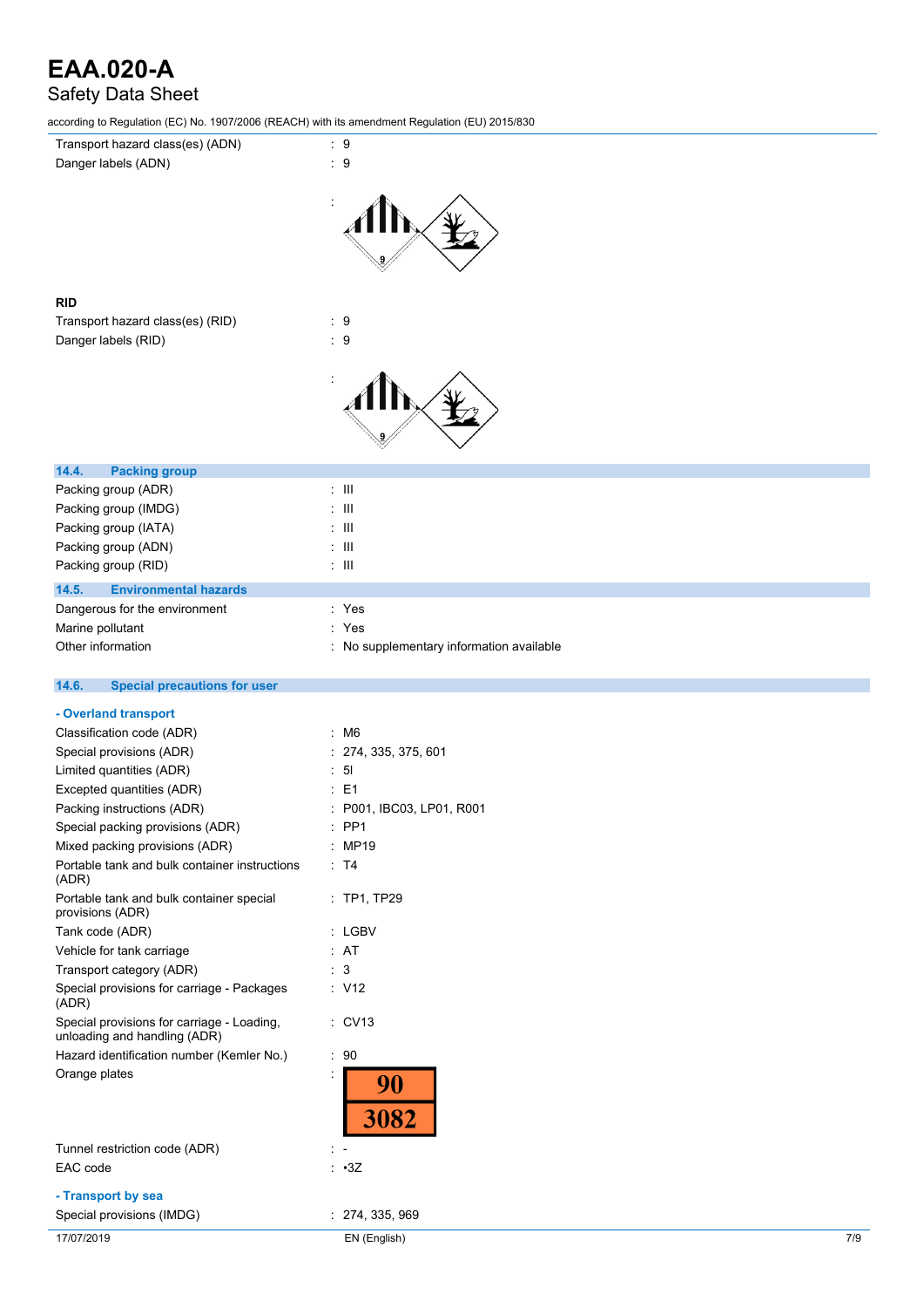Transport hazard class(es) (ADN) : 9

Danger labels (ADN) : 9

:

### RID

Transport hazard class(es) (RID) : 9

Danger labels (RID) : 9

:

## 14.4. Packing group

| | |
|---|---|
| Packing group (ADR) | : III |
| Packing group (IMDG) | : III |
| Packing group (IATA) | : III |
| Packing group (ADN) | : III |
| Packing group (RID) | : III |

## 14.5. Environmental hazards

| | |
|---|---|
| Dangerous for the environment | : Yes |
| Marine pollutant | : Yes |
| Other information | : No supplementary information available |

## 14.6. Special precautions for user

**- Overland transport**

| | |
|---|---|
| Classification code (ADR) | : M6 |
| Special provisions (ADR) | : 274, 335, 375, 601 |
| Limited quantities (ADR) | : 5l |
| Excepted quantities (ADR) | : E1 |
| Packing instructions (ADR) | : P001, IBC03, LP01, R001 |
| Special packing provisions (ADR) | : PP1 |
| Mixed packing provisions (ADR) | : MP19 |
| Portable tank and bulk container instructions (ADR) | : T4 |
| Portable tank and bulk container special provisions (ADR) | : TP1, TP29 |
| Tank code (ADR) | : LGBV |
| Vehicle for tank carriage | : AT |
| Transport category (ADR) | : 3 |
| Special provisions for carriage - Packages (ADR) | : V12 |
| Special provisions for carriage - Loading, unloading and handling (ADR) | : CV13 |
| Hazard identification number (Kemler No.) | : 90 |
| Orange plates | : 90 / 3082 |
| Tunnel restriction code (ADR) | : - |
| EAC code | : •3Z |

**- Transport by sea**

| | |
|---|---|
| Special provisions (IMDG) | : 274, 335, 969 |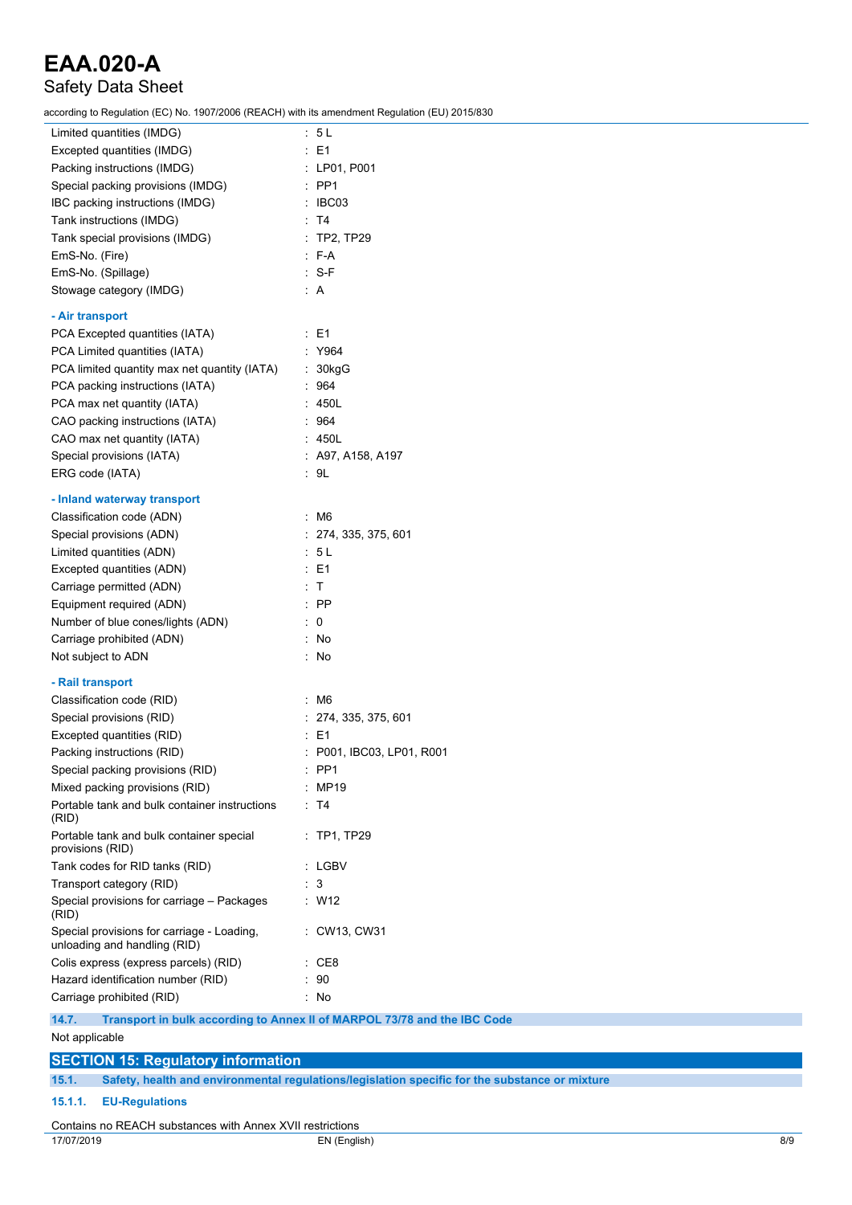| | |
|---|---|
| Limited quantities (IMDG) | : 5 L |
| Excepted quantities (IMDG) | : E1 |
| Packing instructions (IMDG) | : LP01, P001 |
| Special packing provisions (IMDG) | : PP1 |
| IBC packing instructions (IMDG) | : IBC03 |
| Tank instructions (IMDG) | : T4 |
| Tank special provisions (IMDG) | : TP2, TP29 |
| EmS-No. (Fire) | : F-A |
| EmS-No. (Spillage) | : S-F |
| Stowage category (IMDG) | : A |

**- Air transport**

| | |
|---|---|
| PCA Excepted quantities (IATA) | : E1 |
| PCA Limited quantities (IATA) | : Y964 |
| PCA limited quantity max net quantity (IATA) | : 30kgG |
| PCA packing instructions (IATA) | : 964 |
| PCA max net quantity (IATA) | : 450L |
| CAO packing instructions (IATA) | : 964 |
| CAO max net quantity (IATA) | : 450L |
| Special provisions (IATA) | : A97, A158, A197 |
| ERG code (IATA) | : 9L |

**- Inland waterway transport**

| | |
|---|---|
| Classification code (ADN) | : M6 |
| Special provisions (ADN) | : 274, 335, 375, 601 |
| Limited quantities (ADN) | : 5 L |
| Excepted quantities (ADN) | : E1 |
| Carriage permitted (ADN) | : T |
| Equipment required (ADN) | : PP |
| Number of blue cones/lights (ADN) | : 0 |
| Carriage prohibited (ADN) | : No |
| Not subject to ADN | : No |

**- Rail transport**

| | |
|---|---|
| Classification code (RID) | : M6 |
| Special provisions (RID) | : 274, 335, 375, 601 |
| Excepted quantities (RID) | : E1 |
| Packing instructions (RID) | : P001, IBC03, LP01, R001 |
| Special packing provisions (RID) | : PP1 |
| Mixed packing provisions (RID) | : MP19 |
| Portable tank and bulk container instructions (RID) | : T4 |
| Portable tank and bulk container special provisions (RID) | : TP1, TP29 |
| Tank codes for RID tanks (RID) | : LGBV |
| Transport category (RID) | : 3 |
| Special provisions for carriage – Packages (RID) | : W12 |
| Special provisions for carriage - Loading, unloading and handling (RID) | : CW13, CW31 |
| Colis express (express parcels) (RID) | : CE8 |
| Hazard identification number (RID) | : 90 |
| Carriage prohibited (RID) | : No |

### 14.7. Transport in bulk according to Annex II of MARPOL 73/78 and the IBC Code

Not applicable

## SECTION 15: Regulatory information

### 15.1. Safety, health and environmental regulations/legislation specific for the substance or mixture

#### 15.1.1. EU-Regulations

Contains no REACH substances with Annex XVII restrictions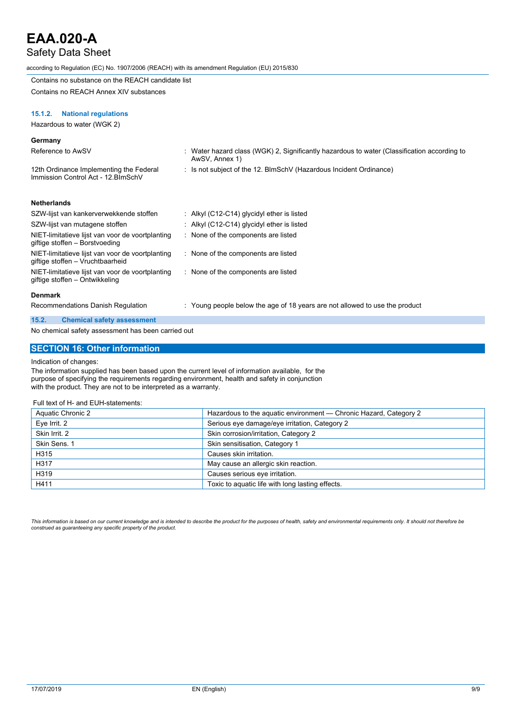Contains no substance on the REACH candidate list

Contains no REACH Annex XIV substances

#### 15.1.2. National regulations

Hazardous to water (WGK 2)

**Germany**

| | |
|---|---|
| Reference to AwSV | : Water hazard class (WGK) 2, Significantly hazardous to water (Classification according to AwSV, Annex 1) |
| 12th Ordinance Implementing the Federal Immission Control Act - 12.BImSchV | : Is not subject of the 12. BlmSchV (Hazardous Incident Ordinance) |

**Netherlands**

| | |
|---|---|
| SZW-lijst van kankerverwekkende stoffen | : Alkyl (C12-C14) glycidyl ether is listed |
| SZW-lijst van mutagene stoffen | : Alkyl (C12-C14) glycidyl ether is listed |
| NIET-limitatieve lijst van voor de voortplanting giftige stoffen – Borstvoeding | : None of the components are listed |
| NIET-limitatieve lijst van voor de voortplanting giftige stoffen – Vruchtbaarheid | : None of the components are listed |
| NIET-limitatieve lijst van voor de voortplanting giftige stoffen – Ontwikkeling | : None of the components are listed |

**Denmark**

| | |
|---|---|
| Recommendations Danish Regulation | : Young people below the age of 18 years are not allowed to use the product |

### 15.2. Chemical safety assessment

No chemical safety assessment has been carried out

## SECTION 16: Other information

Indication of changes:

The information supplied has been based upon the current level of information available, for the purpose of specifying the requirements regarding environment, health and safety in conjunction with the product. They are not to be interpreted as a warranty.

Full text of H- and EUH-statements:

| | |
|---|---|
| Aquatic Chronic 2 | Hazardous to the aquatic environment — Chronic Hazard, Category 2 |
| Eye Irrit. 2 | Serious eye damage/eye irritation, Category 2 |
| Skin Irrit. 2 | Skin corrosion/irritation, Category 2 |
| Skin Sens. 1 | Skin sensitisation, Category 1 |
| H315 | Causes skin irritation. |
| H317 | May cause an allergic skin reaction. |
| H319 | Causes serious eye irritation. |
| H411 | Toxic to aquatic life with long lasting effects. |

*This information is based on our current knowledge and is intended to describe the product for the purposes of health, safety and environmental requirements only. It should not therefore be construed as guaranteeing any specific property of the product.*